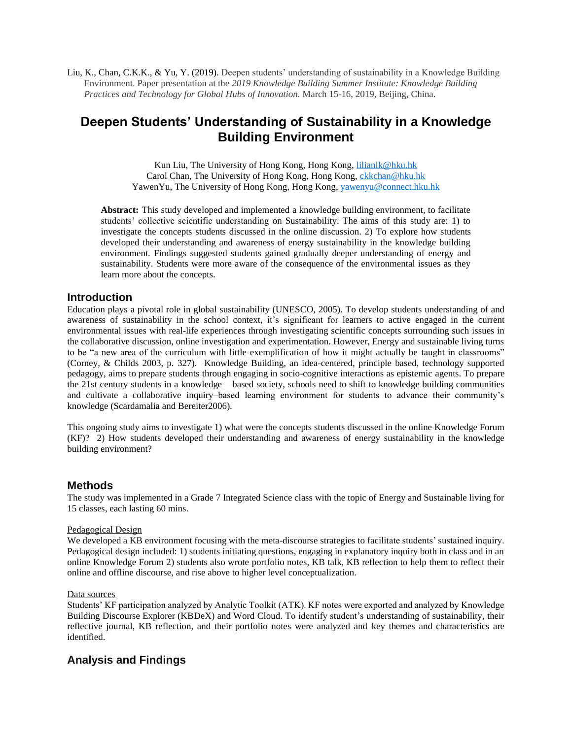Liu, K., Chan, C.K.K., & Yu, Y. (2019). Deepen students' understanding of sustainability in a Knowledge Building Environment. Paper presentation at the *2019 Knowledge Building Summer Institute: Knowledge Building Practices and Technology for Global Hubs of Innovation.* March 15-16, 2019, Beijing, China.

# Deepen Students' Understanding of Sustainability in a Knowledge Building Environment

Kun Liu, The University of Hong Kong, Hong Kong, lilianlk@hku.hk
Carol Chan, The University of Hong Kong, Hong Kong, ckkchan@hku.hk
YawenYu, The University of Hong Kong, Hong Kong, yawenyu@connect.hku.hk

**Abstract:** This study developed and implemented a knowledge building environment, to facilitate students' collective scientific understanding on Sustainability. The aims of this study are: 1) to investigate the concepts students discussed in the online discussion. 2) To explore how students developed their understanding and awareness of energy sustainability in the knowledge building environment. Findings suggested students gained gradually deeper understanding of energy and sustainability. Students were more aware of the consequence of the environmental issues as they learn more about the concepts.

## Introduction

Education plays a pivotal role in global sustainability (UNESCO, 2005). To develop students understanding of and awareness of sustainability in the school context, it's significant for learners to active engaged in the current environmental issues with real-life experiences through investigating scientific concepts surrounding such issues in the collaborative discussion, online investigation and experimentation. However, Energy and sustainable living turns to be "a new area of the curriculum with little exemplification of how it might actually be taught in classrooms" (Corney, & Childs 2003, p. 327). Knowledge Building, an idea-centered, principle based, technology supported pedagogy, aims to prepare students through engaging in socio-cognitive interactions as epistemic agents. To prepare the 21st century students in a knowledge – based society, schools need to shift to knowledge building communities and cultivate a collaborative inquiry–based learning environment for students to advance their community's knowledge (Scardamalia and Bereiter2006).

This ongoing study aims to investigate 1) what were the concepts students discussed in the online Knowledge Forum (KF)? 2) How students developed their understanding and awareness of energy sustainability in the knowledge building environment?

## Methods

The study was implemented in a Grade 7 Integrated Science class with the topic of Energy and Sustainable living for 15 classes, each lasting 60 mins.

### Pedagogical Design

We developed a KB environment focusing with the meta-discourse strategies to facilitate students' sustained inquiry. Pedagogical design included: 1) students initiating questions, engaging in explanatory inquiry both in class and in an online Knowledge Forum 2) students also wrote portfolio notes, KB talk, KB reflection to help them to reflect their online and offline discourse, and rise above to higher level conceptualization.

### Data sources

Students' KF participation analyzed by Analytic Toolkit (ATK). KF notes were exported and analyzed by Knowledge Building Discourse Explorer (KBDeX) and Word Cloud. To identify student's understanding of sustainability, their reflective journal, KB reflection, and their portfolio notes were analyzed and key themes and characteristics are identified.

## Analysis and Findings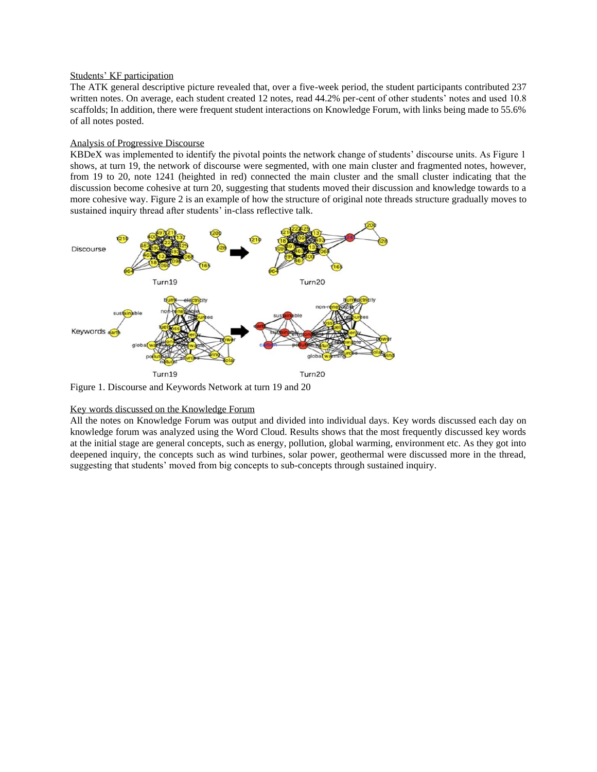Students' KF participation

The ATK general descriptive picture revealed that, over a five-week period, the student participants contributed 237 written notes. On average, each student created 12 notes, read 44.2% per-cent of other students' notes and used 10.8 scaffolds; In addition, there were frequent student interactions on Knowledge Forum, with links being made to 55.6% of all notes posted.

Analysis of Progressive Discourse

KBDeX was implemented to identify the pivotal points the network change of students' discourse units. As Figure 1 shows, at turn 19, the network of discourse were segmented, with one main cluster and fragmented notes, however, from 19 to 20, note 1241 (heighted in red) connected the main cluster and the small cluster indicating that the discussion become cohesive at turn 20, suggesting that students moved their discussion and knowledge towards to a more cohesive way. Figure 2 is an example of how the structure of original note threads structure gradually moves to sustained inquiry thread after students' in-class reflective talk.

Figure 1. Discourse and Keywords Network at turn 19 and 20

Key words discussed on the Knowledge Forum

All the notes on Knowledge Forum was output and divided into individual days. Key words discussed each day on knowledge forum was analyzed using the Word Cloud. Results shows that the most frequently discussed key words at the initial stage are general concepts, such as energy, pollution, global warming, environment etc. As they got into deepened inquiry, the concepts such as wind turbines, solar power, geothermal were discussed more in the thread, suggesting that students' moved from big concepts to sub-concepts through sustained inquiry.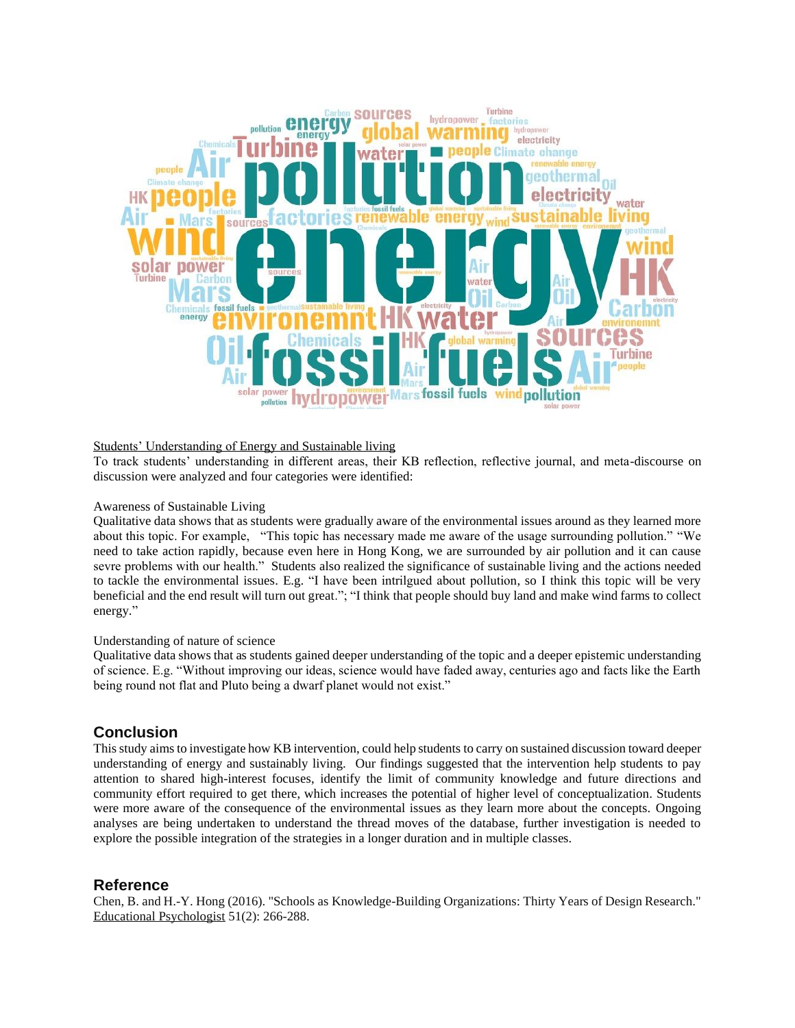Students' Understanding of Energy and Sustainable living

To track students' understanding in different areas, their KB reflection, reflective journal, and meta-discourse on discussion were analyzed and four categories were identified:

Awareness of Sustainable Living

Qualitative data shows that as students were gradually aware of the environmental issues around as they learned more about this topic. For example, "This topic has necessary made me aware of the usage surrounding pollution." "We need to take action rapidly, because even here in Hong Kong, we are surrounded by air pollution and it can cause sevre problems with our health." Students also realized the significance of sustainable living and the actions needed to tackle the environmental issues. E.g. "I have been intrilgued about pollution, so I think this topic will be very beneficial and the end result will turn out great."; "I think that people should buy land and make wind farms to collect energy."

Understanding of nature of science

Qualitative data shows that as students gained deeper understanding of the topic and a deeper epistemic understanding of science. E.g. "Without improving our ideas, science would have faded away, centuries ago and facts like the Earth being round not flat and Pluto being a dwarf planet would not exist."

## Conclusion

This study aims to investigate how KB intervention, could help students to carry on sustained discussion toward deeper understanding of energy and sustainably living. Our findings suggested that the intervention help students to pay attention to shared high-interest focuses, identify the limit of community knowledge and future directions and community effort required to get there, which increases the potential of higher level of conceptualization. Students were more aware of the consequence of the environmental issues as they learn more about the concepts. Ongoing analyses are being undertaken to understand the thread moves of the database, further investigation is needed to explore the possible integration of the strategies in a longer duration and in multiple classes.

## Reference

Chen, B. and H.-Y. Hong (2016). "Schools as Knowledge-Building Organizations: Thirty Years of Design Research." Educational Psychologist 51(2): 266-288.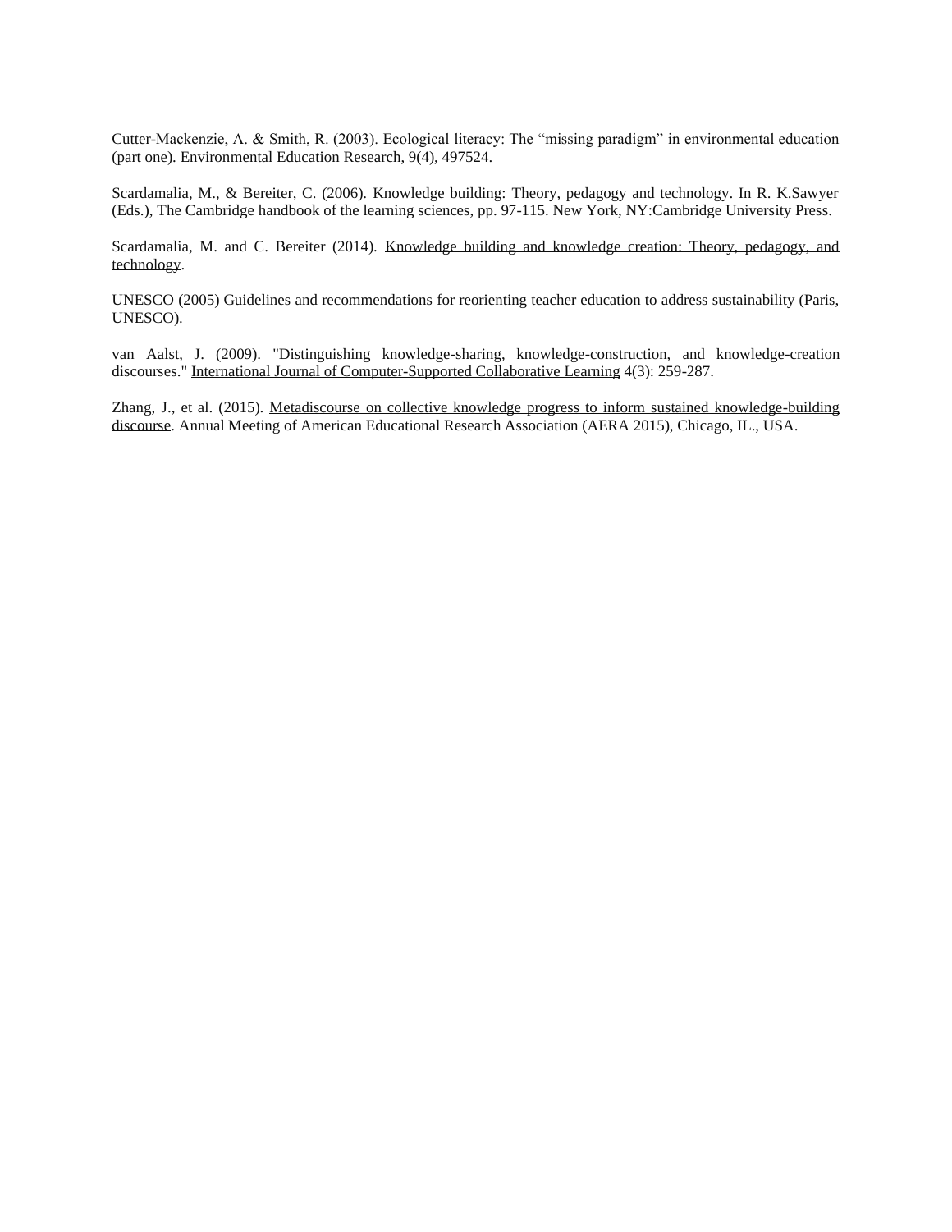Cutter-Mackenzie, A. & Smith, R. (2003). Ecological literacy: The “missing paradigm” in environmental education (part one). Environmental Education Research, 9(4), 497524.

Scardamalia, M., & Bereiter, C. (2006). Knowledge building: Theory, pedagogy and technology. In R. K.Sawyer (Eds.), The Cambridge handbook of the learning sciences, pp. 97-115. New York, NY:Cambridge University Press.

Scardamalia, M. and C. Bereiter (2014). Knowledge building and knowledge creation: Theory, pedagogy, and technology.

UNESCO (2005) Guidelines and recommendations for reorienting teacher education to address sustainability (Paris, UNESCO).

van Aalst, J. (2009). "Distinguishing knowledge-sharing, knowledge-construction, and knowledge-creation discourses." International Journal of Computer-Supported Collaborative Learning 4(3): 259-287.

Zhang, J., et al. (2015). Metadiscourse on collective knowledge progress to inform sustained knowledge-building discourse. Annual Meeting of American Educational Research Association (AERA 2015), Chicago, IL., USA.